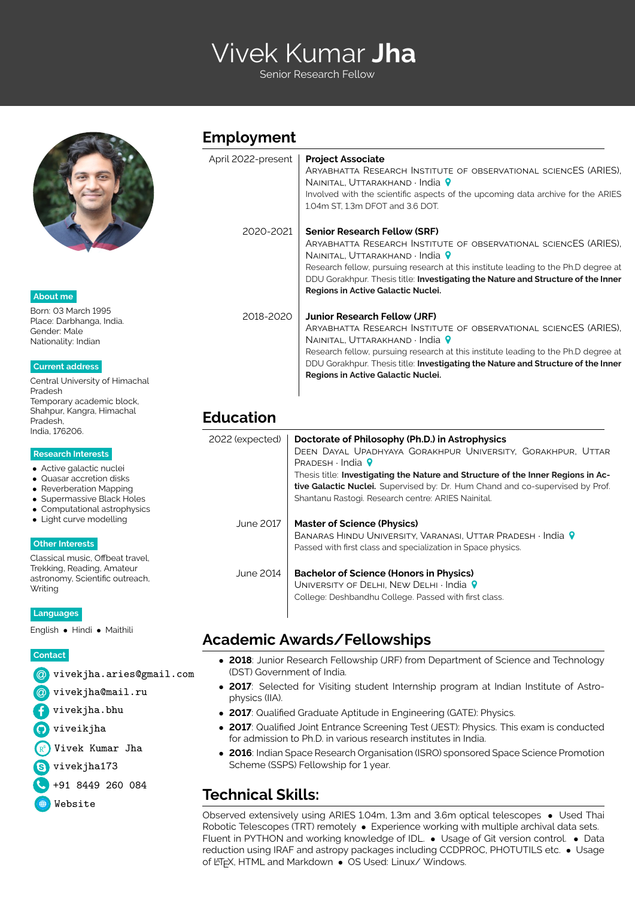# Vivek Kumar **Jha**

Senior Research Fellow

**About me**

Born: 03 March 1995
Place: Darbhanga, India.
Gender: Male
Nationality: Indian

**Current address**

Central University of Himachal Pradesh
Temporary academic block,
Shahpur, Kangra, Himachal Pradesh,
India, 176206.

**Research Interests**

- Active galactic nuclei
- Quasar accretion disks
- Reverberation Mapping
- Supermassive Black Holes
- Computational astrophysics
- Light curve modelling

**Other Interests**

Classical music, Offbeat travel, Trekking, Reading, Amateur astronomy, Scientific outreach, Writing

**Languages**

English • Hindi • Maithili

**Contact**

- vivekjha.aries@gmail.com
- vivekjha@mail.ru
- vivekjha.bhu
- viveikjha
- Vivek Kumar Jha
- vivekjha173
- +91 8449 260 084
- Website

## Employment

**April 2022-present** — **Project Associate**
Aryabhatta Research Institute of observational sciencES (ARIES), Nainital, Uttarakhand · India
Involved with the scientific aspects of the upcoming data archive for the ARIES 1.04m ST, 1.3m DFOT and 3.6 DOT.

**2020-2021** — **Senior Research Fellow (SRF)**
Aryabhatta Research Institute of observational sciencES (ARIES), Nainital, Uttarakhand · India
Research fellow, pursuing research at this institute leading to the Ph.D degree at DDU Gorakhpur. Thesis title: **Investigating the Nature and Structure of the Inner Regions in Active Galactic Nuclei.**

**2018-2020** — **Junior Research Fellow (JRF)**
Aryabhatta Research Institute of observational sciencES (ARIES), Nainital, Uttarakhand · India
Research fellow, pursuing research at this institute leading to the Ph.D degree at DDU Gorakhpur. Thesis title: **Investigating the Nature and Structure of the Inner Regions in Active Galactic Nuclei.**

## Education

**2022 (expected)** — **Doctorate of Philosophy (Ph.D.) in Astrophysics**
Deen Dayal Upadhyaya Gorakhpur University, Gorakhpur, Uttar Pradesh · India
Thesis title: **Investigating the Nature and Structure of the Inner Regions in Active Galactic Nuclei.** Supervised by: Dr. Hum Chand and co-supervised by Prof. Shantanu Rastogi. Research centre: ARIES Nainital.

**June 2017** — **Master of Science (Physics)**
Banaras Hindu University, Varanasi, Uttar Pradesh · India
Passed with first class and specialization in Space physics.

**June 2014** — **Bachelor of Science (Honors in Physics)**
University of Delhi, New Delhi · India
College: Deshbandhu College. Passed with first class.

## Academic Awards/Fellowships

- **2018**: Junior Research Fellowship (JRF) from Department of Science and Technology (DST) Government of India.
- **2017**: Selected for Visiting student Internship program at Indian Institute of Astrophysics (IIA).
- **2017**: Qualified Graduate Aptitude in Engineering (GATE): Physics.
- **2017**: Qualified Joint Entrance Screening Test (JEST): Physics. This exam is conducted for admission to Ph.D. in various research institutes in India.
- **2016**: Indian Space Research Organisation (ISRO) sponsored Space Science Promotion Scheme (SSPS) Fellowship for 1 year.

## Technical Skills:

Observed extensively using ARIES 1.04m, 1.3m and 3.6m optical telescopes • Used Thai Robotic Telescopes (TRT) remotely • Experience working with multiple archival data sets. Fluent in PYTHON and working knowledge of IDL. • Usage of Git version control. • Data reduction using IRAF and astropy packages including CCDPROC, PHOTUTILS etc. • Usage of LaTeX, HTML and Markdown • OS Used: Linux/ Windows.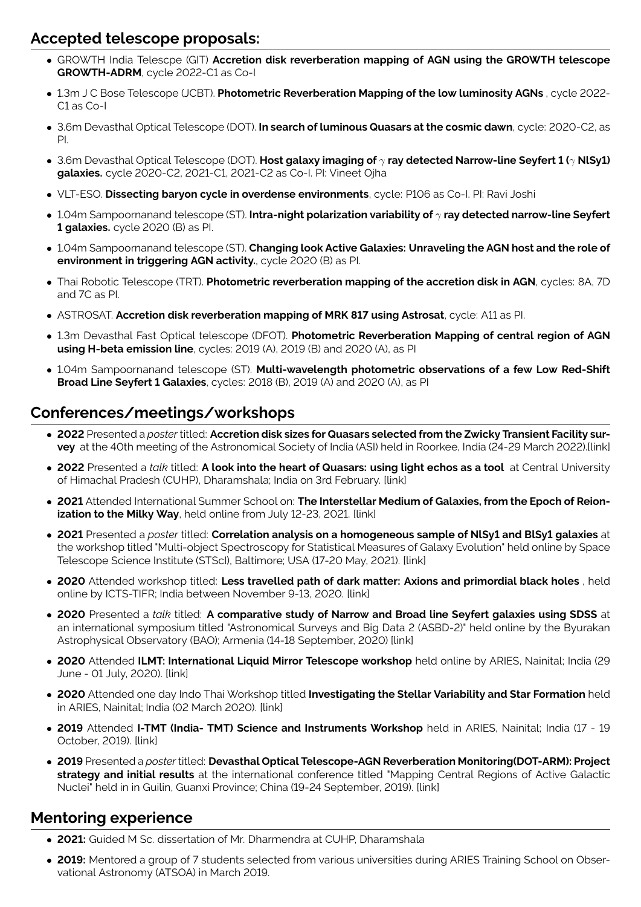## Accepted telescope proposals:

- GROWTH India Telescpe (GIT) **Accretion disk reverberation mapping of AGN using the GROWTH telescope GROWTH-ADRM**, cycle 2022-C1 as Co-I
- 1.3m J C Bose Telescope (JCBT). **Photometric Reverberation Mapping of the low luminosity AGNs** , cycle 2022-C1 as Co-I
- 3.6m Devasthal Optical Telescope (DOT). **In search of luminous Quasars at the cosmic dawn**, cycle: 2020-C2, as PI.
- 3.6m Devasthal Optical Telescope (DOT). **Host galaxy imaging of $\gamma$ ray detected Narrow-line Seyfert 1 ($\gamma$ NlSy1) galaxies.** cycle 2020-C2, 2021-C1, 2021-C2 as Co-I. PI: Vineet Ojha
- VLT-ESO. **Dissecting baryon cycle in overdense environments**, cycle: P106 as Co-I. PI: Ravi Joshi
- 1.04m Sampoornanand telescope (ST). **Intra-night polarization variability of $\gamma$ ray detected narrow-line Seyfert 1 galaxies.** cycle 2020 (B) as PI.
- 1.04m Sampoornanand telescope (ST). **Changing look Active Galaxies: Unraveling the AGN host and the role of environment in triggering AGN activity.**, cycle 2020 (B) as PI.
- Thai Robotic Telescope (TRT). **Photometric reverberation mapping of the accretion disk in AGN**, cycles: 8A, 7D and 7C as PI.
- ASTROSAT. **Accretion disk reverberation mapping of MRK 817 using Astrosat**, cycle: A11 as PI.
- 1.3m Devasthal Fast Optical telescope (DFOT). **Photometric Reverberation Mapping of central region of AGN using H-beta emission line**, cycles: 2019 (A), 2019 (B) and 2020 (A), as PI
- 1.04m Sampoornanand telescope (ST). **Multi-wavelength photometric observations of a few Low Red-Shift Broad Line Seyfert 1 Galaxies**, cycles: 2018 (B), 2019 (A) and 2020 (A), as PI

## Conferences/meetings/workshops

- **2022** Presented a *poster* titled: **Accretion disk sizes for Quasars selected from the Zwicky Transient Facility survey** at the 40th meeting of the Astronomical Society of India (ASI) held in Roorkee, India (24-29 March 2022).[link]
- **2022** Presented a *talk* titled: **A look into the heart of Quasars: using light echos as a tool** at Central University of Himachal Pradesh (CUHP), Dharamshala; India on 3rd February. [link]
- **2021** Attended International Summer School on: **The Interstellar Medium of Galaxies, from the Epoch of Reionization to the Milky Way**, held online from July 12-23, 2021. [link]
- **2021** Presented a *poster* titled: **Correlation analysis on a homogeneous sample of NlSy1 and BlSy1 galaxies** at the workshop titled "Multi-object Spectroscopy for Statistical Measures of Galaxy Evolution" held online by Space Telescope Science Institute (STScI), Baltimore; USA (17-20 May, 2021). [link]
- **2020** Attended workshop titled: **Less travelled path of dark matter: Axions and primordial black holes** , held online by ICTS-TIFR; India between November 9-13, 2020. [link]
- **2020** Presented a *talk* titled: **A comparative study of Narrow and Broad line Seyfert galaxies using SDSS** at an international symposium titled "Astronomical Surveys and Big Data 2 (ASBD-2)" held online by the Byurakan Astrophysical Observatory (BAO); Armenia (14-18 September, 2020) [link]
- **2020** Attended **ILMT: International Liquid Mirror Telescope workshop** held online by ARIES, Nainital; India (29 June - 01 July, 2020). [link]
- **2020** Attended one day Indo Thai Workshop titled **Investigating the Stellar Variability and Star Formation** held in ARIES, Nainital; India (02 March 2020). [link]
- **2019** Attended **I-TMT (India- TMT) Science and Instruments Workshop** held in ARIES, Nainital; India (17 - 19 October, 2019). [link]
- **2019** Presented a *poster* titled: **Devasthal Optical Telescope-AGN Reverberation Monitoring(DOT-ARM): Project strategy and initial results** at the international conference titled "Mapping Central Regions of Active Galactic Nuclei" held in in Guilin, Guanxi Province; China (19-24 September, 2019). [link]

## Mentoring experience

- **2021:** Guided M Sc. dissertation of Mr. Dharmendra at CUHP, Dharamshala
- **2019:** Mentored a group of 7 students selected from various universities during ARIES Training School on Observational Astronomy (ATSOA) in March 2019.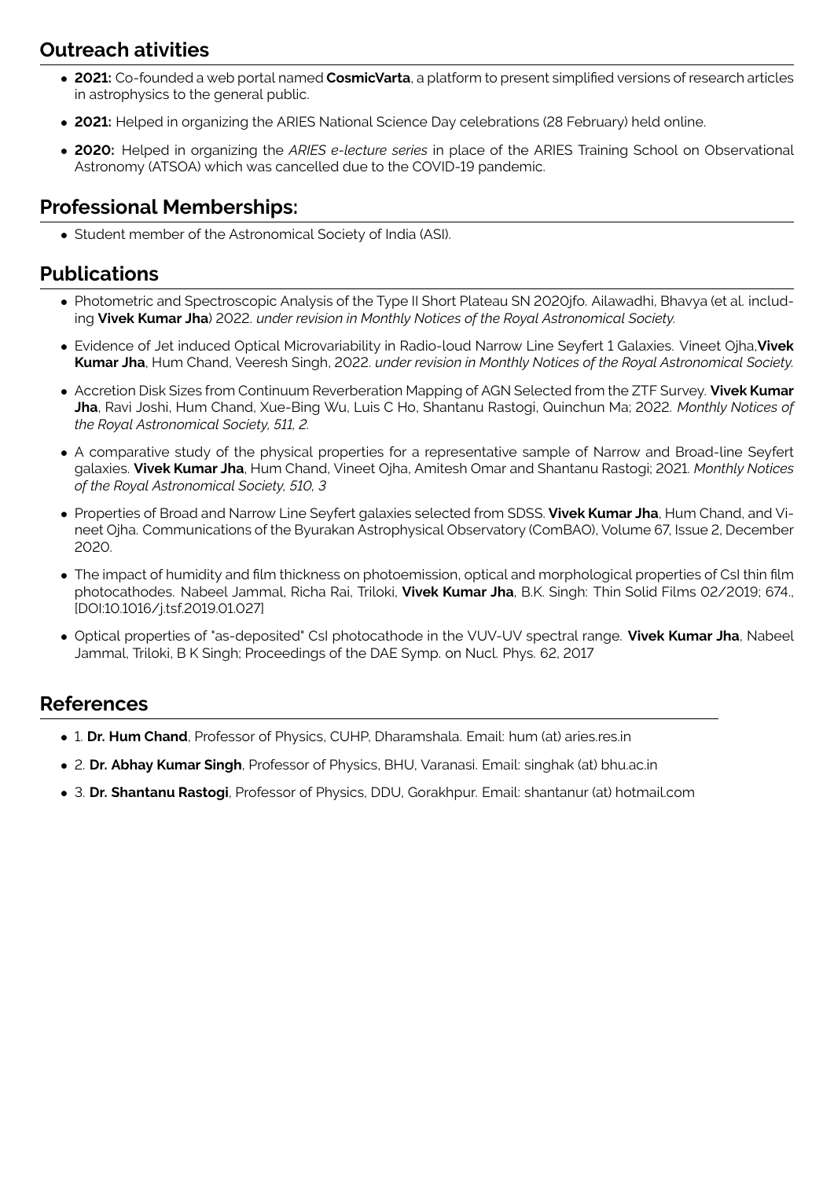## Outreach ativities

- **2021:** Co-founded a web portal named **CosmicVarta**, a platform to present simplified versions of research articles in astrophysics to the general public.
- **2021:** Helped in organizing the ARIES National Science Day celebrations (28 February) held online.
- **2020:** Helped in organizing the *ARIES e-lecture series* in place of the ARIES Training School on Observational Astronomy (ATSOA) which was cancelled due to the COVID-19 pandemic.

## Professional Memberships:

- Student member of the Astronomical Society of India (ASI).

## Publications

- Photometric and Spectroscopic Analysis of the Type II Short Plateau SN 2020jfo. Ailawadhi, Bhavya (et al. including **Vivek Kumar Jha**) 2022. *under revision in Monthly Notices of the Royal Astronomical Society.*
- Evidence of Jet induced Optical Microvariability in Radio-loud Narrow Line Seyfert 1 Galaxies. Vineet Ojha,**Vivek Kumar Jha**, Hum Chand, Veeresh Singh, 2022. *under revision in Monthly Notices of the Royal Astronomical Society.*
- Accretion Disk Sizes from Continuum Reverberation Mapping of AGN Selected from the ZTF Survey. **Vivek Kumar Jha**, Ravi Joshi, Hum Chand, Xue-Bing Wu, Luis C Ho, Shantanu Rastogi, Quinchun Ma; 2022. *Monthly Notices of the Royal Astronomical Society, 511, 2.*
- A comparative study of the physical properties for a representative sample of Narrow and Broad-line Seyfert galaxies. **Vivek Kumar Jha**, Hum Chand, Vineet Ojha, Amitesh Omar and Shantanu Rastogi; 2021. *Monthly Notices of the Royal Astronomical Society, 510, 3*
- Properties of Broad and Narrow Line Seyfert galaxies selected from SDSS. **Vivek Kumar Jha**, Hum Chand, and Vineet Ojha. Communications of the Byurakan Astrophysical Observatory (ComBAO), Volume 67, Issue 2, December 2020.
- The impact of humidity and film thickness on photoemission, optical and morphological properties of CsI thin film photocathodes. Nabeel Jammal, Richa Rai, Triloki, **Vivek Kumar Jha**, B.K. Singh: Thin Solid Films 02/2019; 674., [DOI:10.1016/j.tsf.2019.01.027]
- Optical properties of "as-deposited" CsI photocathode in the VUV-UV spectral range. **Vivek Kumar Jha**, Nabeel Jammal, Triloki, B K Singh; Proceedings of the DAE Symp. on Nucl. Phys. 62, 2017

## References

- 1. **Dr. Hum Chand**, Professor of Physics, CUHP, Dharamshala. Email: hum (at) aries.res.in
- 2. **Dr. Abhay Kumar Singh**, Professor of Physics, BHU, Varanasi. Email: singhak (at) bhu.ac.in
- 3. **Dr. Shantanu Rastogi**, Professor of Physics, DDU, Gorakhpur. Email: shantanur (at) hotmail.com